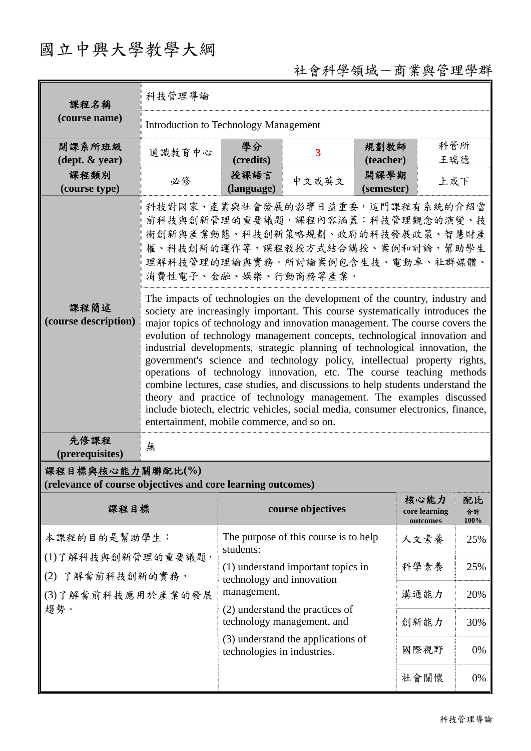# 國立中興大學教學大綱

社會科學領域－商業與管理學群

| 課程名稱 (course name) | 科技管理導論 | | | | |
|---|---|---|---|---|---|
| | Introduction to Technology Management | | | | |
| 開課系所班級 (dept. & year) | 通識教育中心 | 學分 (credits) | 3 | 規劃教師 (teacher) | 科管所 王瑞德 |
| 課程類別 (course type) | 必修 | 授課語言 (language) | 中文或英文 | 開課學期 (semester) | 上或下 |
| 課程簡述 (course description) | 科技對國家、產業與社會發展的影響日益重要，這門課程有系統的介紹當前科技與創新管理的重要議題，課程內容涵蓋：科技管理觀念的演變、技術創新與產業動態、科技創新策略規劃、政府的科技發展政策、智慧財產權、科技創新的運作等，課程教授方式結合講授、案例和討論，幫助學生理解科技管理的理論與實務。所討論案例包含生技、電動車、社群媒體、消費性電子、金融、娛樂、行動商務等產業。 | | | | |
| | The impacts of technologies on the development of the country, industry and society are increasingly important. This course systematically introduces the major topics of technology and innovation management. The course covers the evolution of technology management concepts, technological innovation and industrial developments, strategic planning of technological innovation, the government's science and technology policy, intellectual property rights, operations of technology innovation, etc. The course teaching methods combine lectures, case studies, and discussions to help students understand the theory and practice of technology management. The examples discussed include biotech, electric vehicles, social media, consumer electronics, finance, entertainment, mobile commerce, and so on. | | | | |
| 先修課程 (prerequisites) | 無 | | | | |

**課程目標與核心能力關聯配比(%) (relevance of course objectives and core learning outcomes)**

| 課程目標 | course objectives | 核心能力 core learning outcomes | 配比 合計 100% |
|---|---|---|---|
| 本課程的目的是幫助學生：<br>(1)了解科技與創新管理的重要議題，<br>(2) 了解當前科技創新的實務，<br>(3)了解當前科技應用於產業的發展趨勢。 | The purpose of this course is to help students:<br>(1) understand important topics in technology and innovation management,<br>(2) understand the practices of technology management, and<br>(3) understand the applications of technologies in industries. | 人文素養 | 25% |
| | | 科學素養 | 25% |
| | | 溝通能力 | 20% |
| | | 創新能力 | 30% |
| | | 國際視野 | 0% |
| | | 社會關懷 | 0% |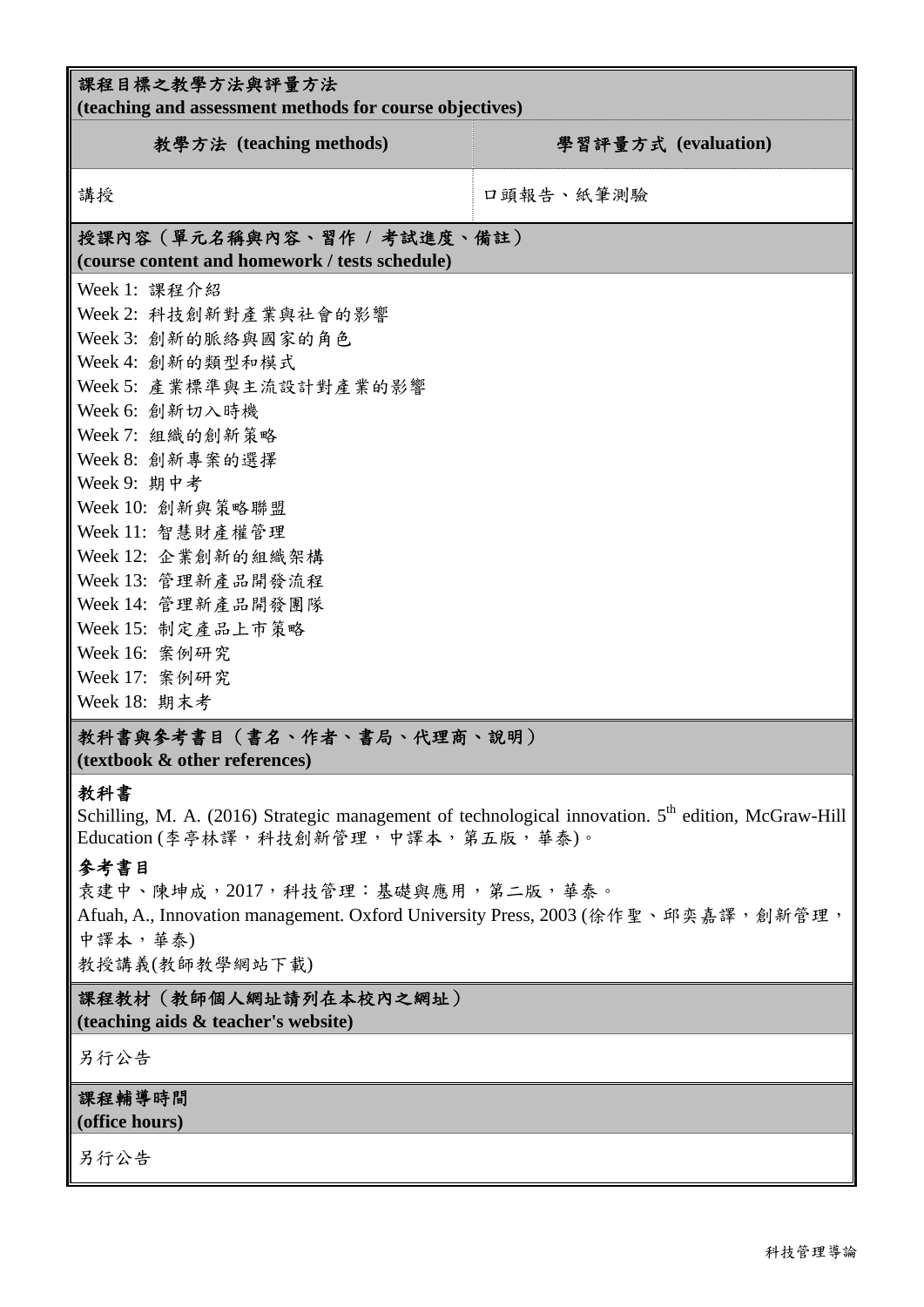| 課程目標之教學方法與評量方法<br>**(teaching and assessment methods for course objectives)** | |
|---|---|
| **教學方法 (teaching methods)** | **學習評量方式 (evaluation)** |
| 講授 | 口頭報告、紙筆測驗 |

**授課內容（單元名稱與內容、習作 / 考試進度、備註）**
**(course content and homework / tests schedule)**

Week 1: 課程介紹
Week 2: 科技創新對產業與社會的影響
Week 3: 創新的脈絡與國家的角色
Week 4: 創新的類型和模式
Week 5: 產業標準與主流設計對產業的影響
Week 6: 創新切入時機
Week 7: 組織的創新策略
Week 8: 創新專案的選擇
Week 9: 期中考
Week 10: 創新與策略聯盟
Week 11: 智慧財產權管理
Week 12: 企業創新的組織架構
Week 13: 管理新產品開發流程
Week 14: 管理新產品開發團隊
Week 15: 制定產品上市策略
Week 16: 案例研究
Week 17: 案例研究
Week 18: 期末考

**教科書與參考書目（書名、作者、書局、代理商、說明）**
**(textbook & other references)**

**教科書**

Schilling, M. A. (2016) Strategic management of technological innovation. 5th edition, McGraw-Hill Education (李亭林譯，科技創新管理，中譯本，第五版，華泰)。

**參考書目**

袁建中、陳坤成，2017，科技管理：基礎與應用，第二版，華泰。
Afuah, A., Innovation management. Oxford University Press, 2003 (徐作聖、邱奕嘉譯，創新管理，中譯本，華泰)
教授講義(教師教學網站下載)

**課程教材（教師個人網址請列在本校內之網址）**
**(teaching aids & teacher's website)**

另行公告

**課程輔導時間**
**(office hours)**

另行公告